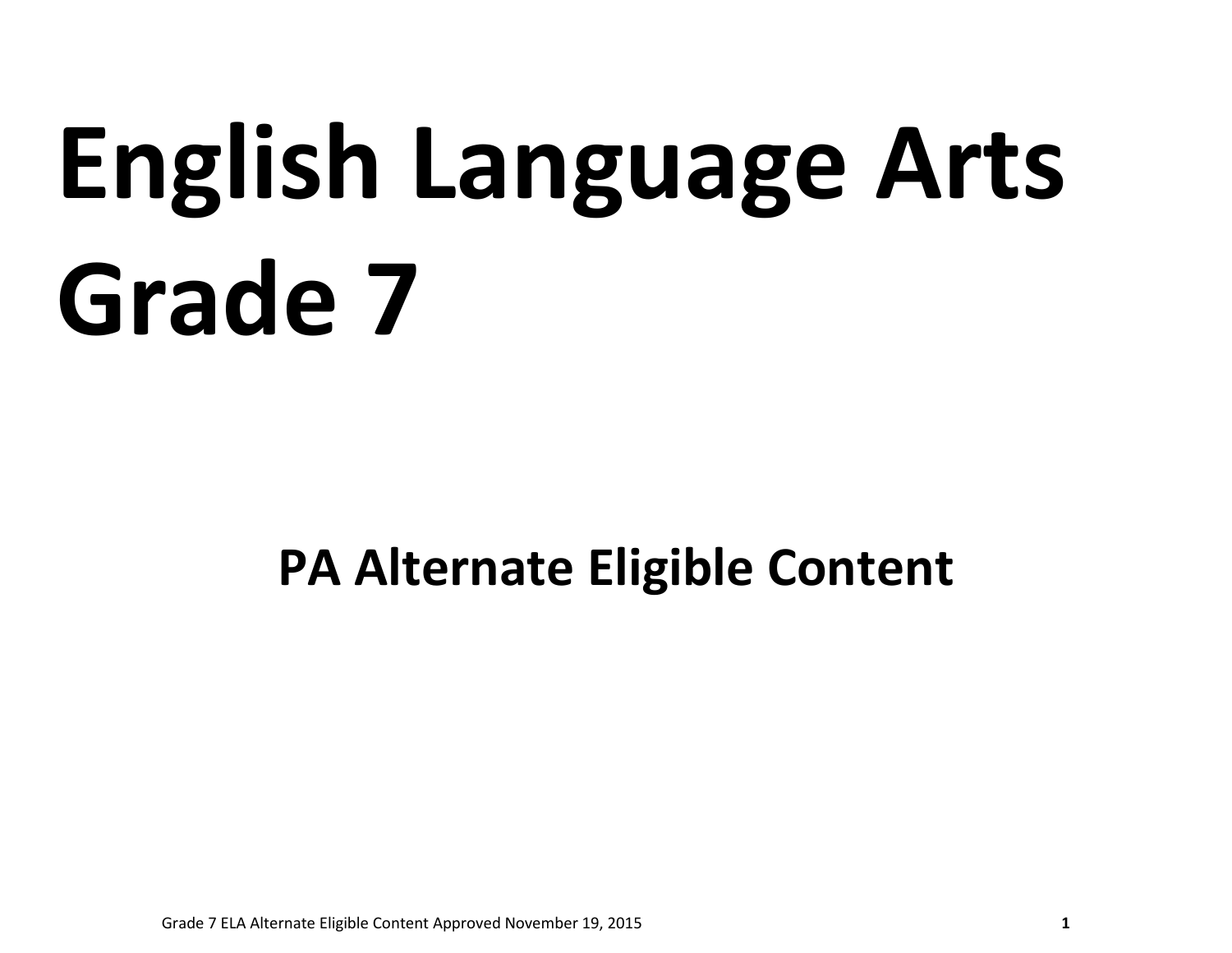# English Language Arts Grade 7

## PA Alternate Eligible Content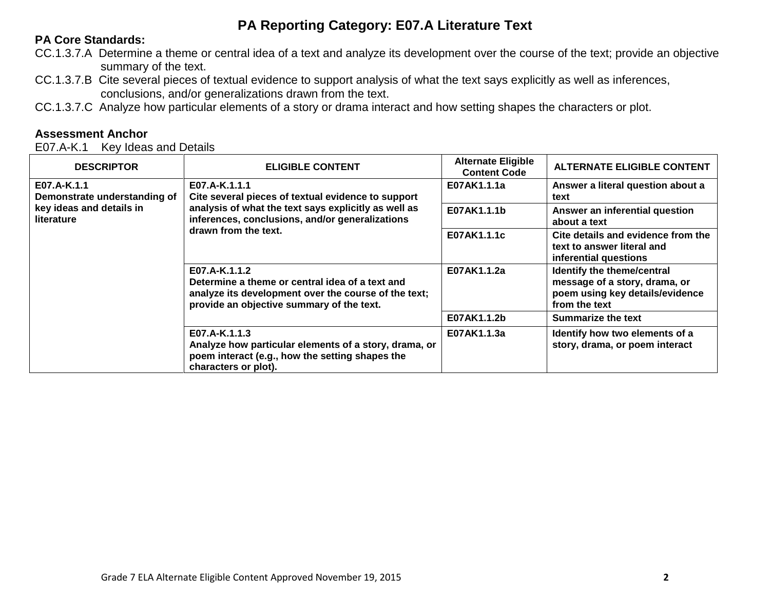# PA Reporting Category: E07.A Literature Text

**PA Core Standards:**

CC.1.3.7.A Determine a theme or central idea of a text and analyze its development over the course of the text; provide an objective summary of the text.

CC.1.3.7.B Cite several pieces of textual evidence to support analysis of what the text says explicitly as well as inferences, conclusions, and/or generalizations drawn from the text.

CC.1.3.7.C Analyze how particular elements of a story or drama interact and how setting shapes the characters or plot.

**Assessment Anchor**

E07.A-K.1 Key Ideas and Details

| DESCRIPTOR | ELIGIBLE CONTENT | Alternate Eligible Content Code | ALTERNATE ELIGIBLE CONTENT |
|---|---|---|---|
| **E07.A-K.1.1 Demonstrate understanding of key ideas and details in literature** | **E07.A-K.1.1.1 Cite several pieces of textual evidence to support analysis of what the text says explicitly as well as inferences, conclusions, and/or generalizations drawn from the text.** | **E07AK1.1.1a** | **Answer a literal question about a text** |
| | | **E07AK1.1.1b** | **Answer an inferential question about a text** |
| | | **E07AK1.1.1c** | **Cite details and evidence from the text to answer literal and inferential questions** |
| | **E07.A-K.1.1.2 Determine a theme or central idea of a text and analyze its development over the course of the text; provide an objective summary of the text.** | **E07AK1.1.2a** | **Identify the theme/central message of a story, drama, or poem using key details/evidence from the text** |
| | | **E07AK1.1.2b** | **Summarize the text** |
| | **E07.A-K.1.1.3 Analyze how particular elements of a story, drama, or poem interact (e.g., how the setting shapes the characters or plot).** | **E07AK1.1.3a** | **Identify how two elements of a story, drama, or poem interact** |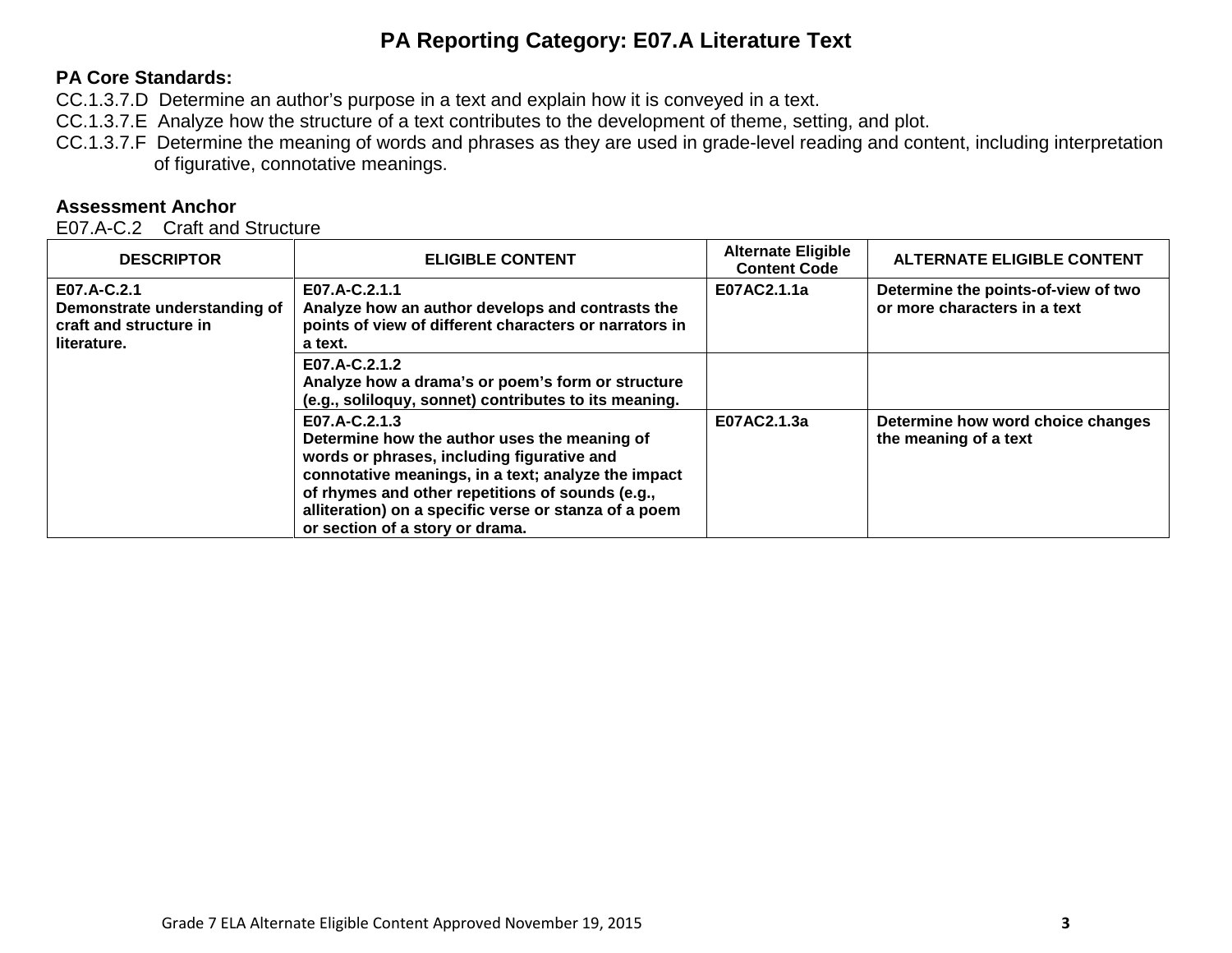# PA Reporting Category: E07.A Literature Text

**PA Core Standards:**

CC.1.3.7.D Determine an author's purpose in a text and explain how it is conveyed in a text.
CC.1.3.7.E Analyze how the structure of a text contributes to the development of theme, setting, and plot.
CC.1.3.7.F Determine the meaning of words and phrases as they are used in grade-level reading and content, including interpretation of figurative, connotative meanings.

**Assessment Anchor**

E07.A-C.2 Craft and Structure

| DESCRIPTOR | ELIGIBLE CONTENT | Alternate Eligible Content Code | ALTERNATE ELIGIBLE CONTENT |
|---|---|---|---|
| **E07.A-C.2.1** **Demonstrate understanding of craft and structure in literature.** | **E07.A-C.2.1.1** **Analyze how an author develops and contrasts the points of view of different characters or narrators in a text.** | **E07AC2.1.1a** | **Determine the points-of-view of two or more characters in a text** |
| | **E07.A-C.2.1.2** **Analyze how a drama's or poem's form or structure (e.g., soliloquy, sonnet) contributes to its meaning.** | | |
| | **E07.A-C.2.1.3** **Determine how the author uses the meaning of words or phrases, including figurative and connotative meanings, in a text; analyze the impact of rhymes and other repetitions of sounds (e.g., alliteration) on a specific verse or stanza of a poem or section of a story or drama.** | **E07AC2.1.3a** | **Determine how word choice changes the meaning of a text** |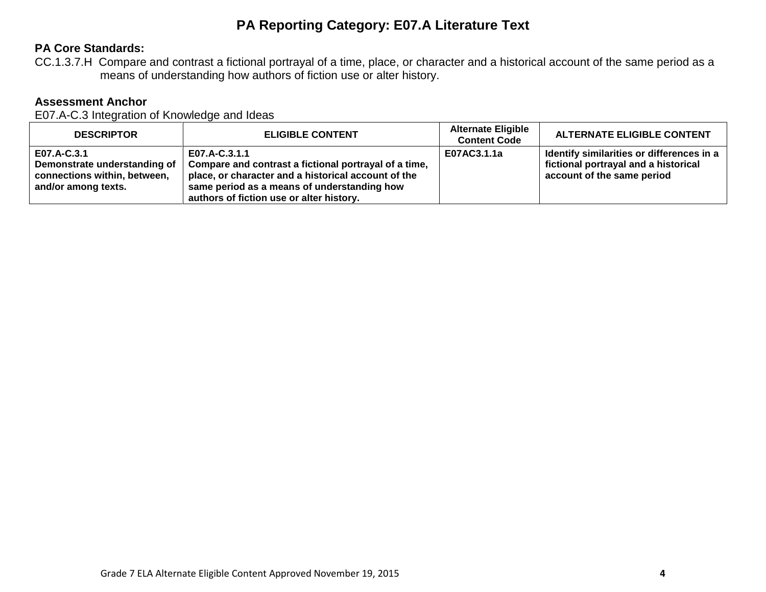# PA Reporting Category: E07.A Literature Text

**PA Core Standards:**

CC.1.3.7.H Compare and contrast a fictional portrayal of a time, place, or character and a historical account of the same period as a means of understanding how authors of fiction use or alter history.

**Assessment Anchor**

E07.A-C.3 Integration of Knowledge and Ideas

| DESCRIPTOR | ELIGIBLE CONTENT | Alternate Eligible Content Code | ALTERNATE ELIGIBLE CONTENT |
|---|---|---|---|
| **E07.A-C.3.1 Demonstrate understanding of connections within, between, and/or among texts.** | **E07.A-C.3.1.1 Compare and contrast a fictional portrayal of a time, place, or character and a historical account of the same period as a means of understanding how authors of fiction use or alter history.** | **E07AC3.1.1a** | **Identify similarities or differences in a fictional portrayal and a historical account of the same period** |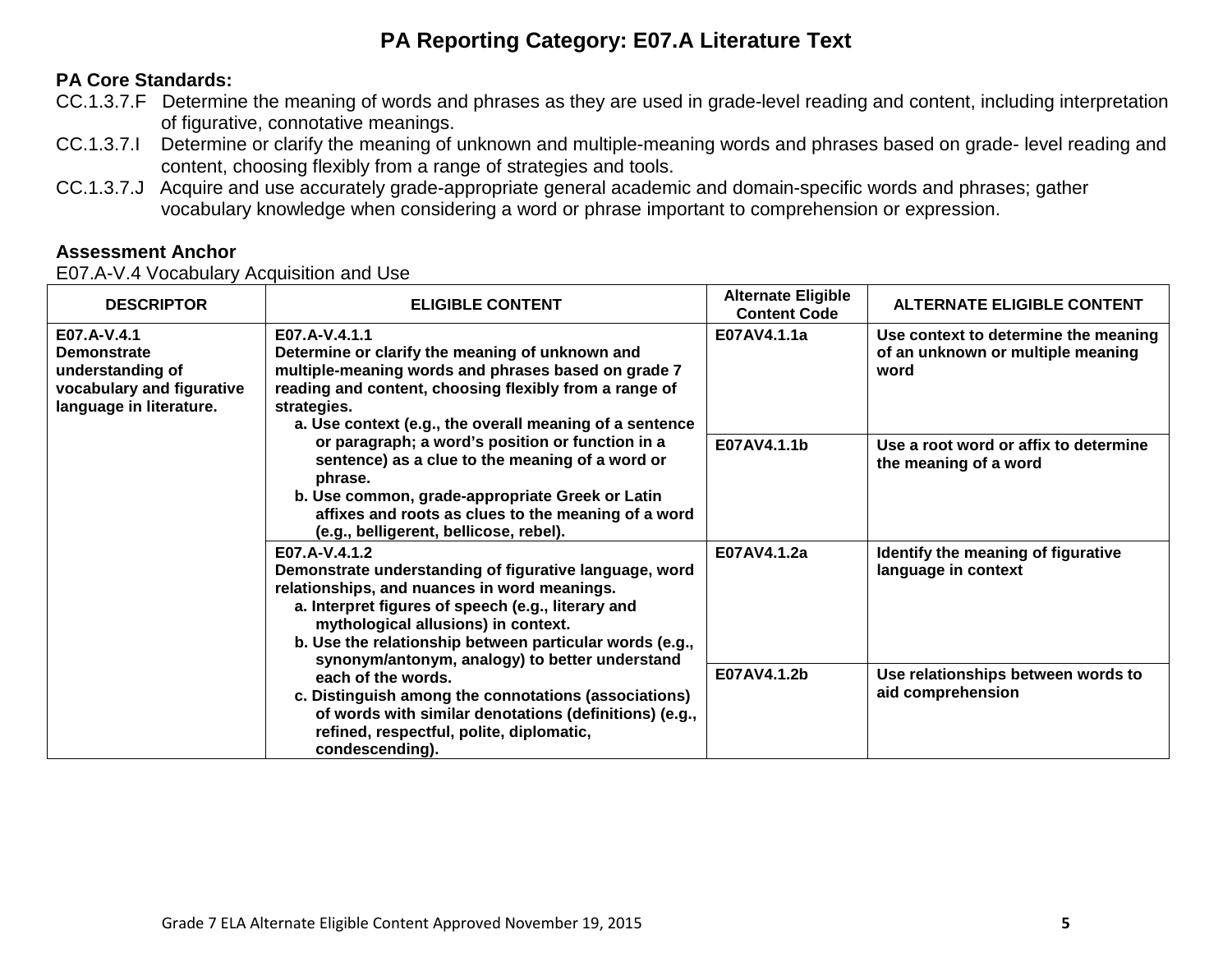# PA Reporting Category: E07.A Literature Text

**PA Core Standards:**

CC.1.3.7.F Determine the meaning of words and phrases as they are used in grade-level reading and content, including interpretation of figurative, connotative meanings.

CC.1.3.7.I Determine or clarify the meaning of unknown and multiple-meaning words and phrases based on grade- level reading and content, choosing flexibly from a range of strategies and tools.

CC.1.3.7.J Acquire and use accurately grade-appropriate general academic and domain-specific words and phrases; gather vocabulary knowledge when considering a word or phrase important to comprehension or expression.

**Assessment Anchor**

E07.A-V.4 Vocabulary Acquisition and Use

| DESCRIPTOR | ELIGIBLE CONTENT | Alternate Eligible Content Code | ALTERNATE ELIGIBLE CONTENT |
|---|---|---|---|
| **E07.A-V.4.1 Demonstrate understanding of vocabulary and figurative language in literature.** | **E07.A-V.4.1.1 Determine or clarify the meaning of unknown and multiple-meaning words and phrases based on grade 7 reading and content, choosing flexibly from a range of strategies.**<br>**a. Use context (e.g., the overall meaning of a sentence or paragraph; a word's position or function in a sentence) as a clue to the meaning of a word or phrase.**<br>**b. Use common, grade-appropriate Greek or Latin affixes and roots as clues to the meaning of a word (e.g., belligerent, bellicose, rebel).** | **E07AV4.1.1a** | **Use context to determine the meaning of an unknown or multiple meaning word** |
| | | **E07AV4.1.1b** | **Use a root word or affix to determine the meaning of a word** |
| | **E07.A-V.4.1.2 Demonstrate understanding of figurative language, word relationships, and nuances in word meanings.**<br>**a. Interpret figures of speech (e.g., literary and mythological allusions) in context.**<br>**b. Use the relationship between particular words (e.g., synonym/antonym, analogy) to better understand each of the words.**<br>**c. Distinguish among the connotations (associations) of words with similar denotations (definitions) (e.g., refined, respectful, polite, diplomatic, condescending).** | **E07AV4.1.2a** | **Identify the meaning of figurative language in context** |
| | | **E07AV4.1.2b** | **Use relationships between words to aid comprehension** |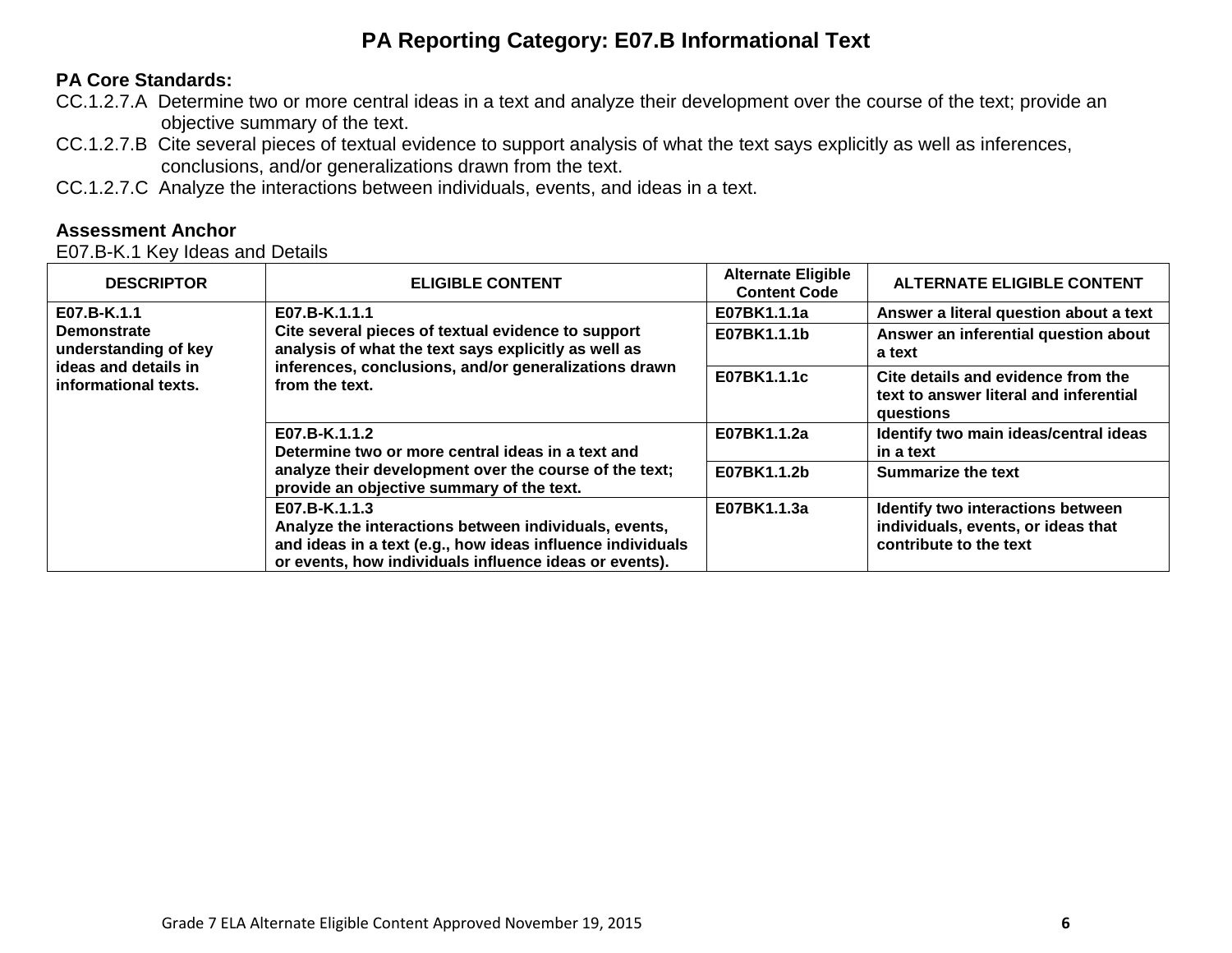# PA Reporting Category: E07.B Informational Text

**PA Core Standards:**

CC.1.2.7.A Determine two or more central ideas in a text and analyze their development over the course of the text; provide an objective summary of the text.

CC.1.2.7.B Cite several pieces of textual evidence to support analysis of what the text says explicitly as well as inferences, conclusions, and/or generalizations drawn from the text.

CC.1.2.7.C Analyze the interactions between individuals, events, and ideas in a text.

**Assessment Anchor**

E07.B-K.1 Key Ideas and Details

| DESCRIPTOR | ELIGIBLE CONTENT | Alternate Eligible Content Code | ALTERNATE ELIGIBLE CONTENT |
|---|---|---|---|
| **E07.B-K.1.1 Demonstrate understanding of key ideas and details in informational texts.** | **E07.B-K.1.1.1 Cite several pieces of textual evidence to support analysis of what the text says explicitly as well as inferences, conclusions, and/or generalizations drawn from the text.** | **E07BK1.1.1a** | **Answer a literal question about a text** |
| | | **E07BK1.1.1b** | **Answer an inferential question about a text** |
| | | **E07BK1.1.1c** | **Cite details and evidence from the text to answer literal and inferential questions** |
| | **E07.B-K.1.1.2 Determine two or more central ideas in a text and analyze their development over the course of the text; provide an objective summary of the text.** | **E07BK1.1.2a** | **Identify two main ideas/central ideas in a text** |
| | | **E07BK1.1.2b** | **Summarize the text** |
| | **E07.B-K.1.1.3 Analyze the interactions between individuals, events, and ideas in a text (e.g., how ideas influence individuals or events, how individuals influence ideas or events).** | **E07BK1.1.3a** | **Identify two interactions between individuals, events, or ideas that contribute to the text** |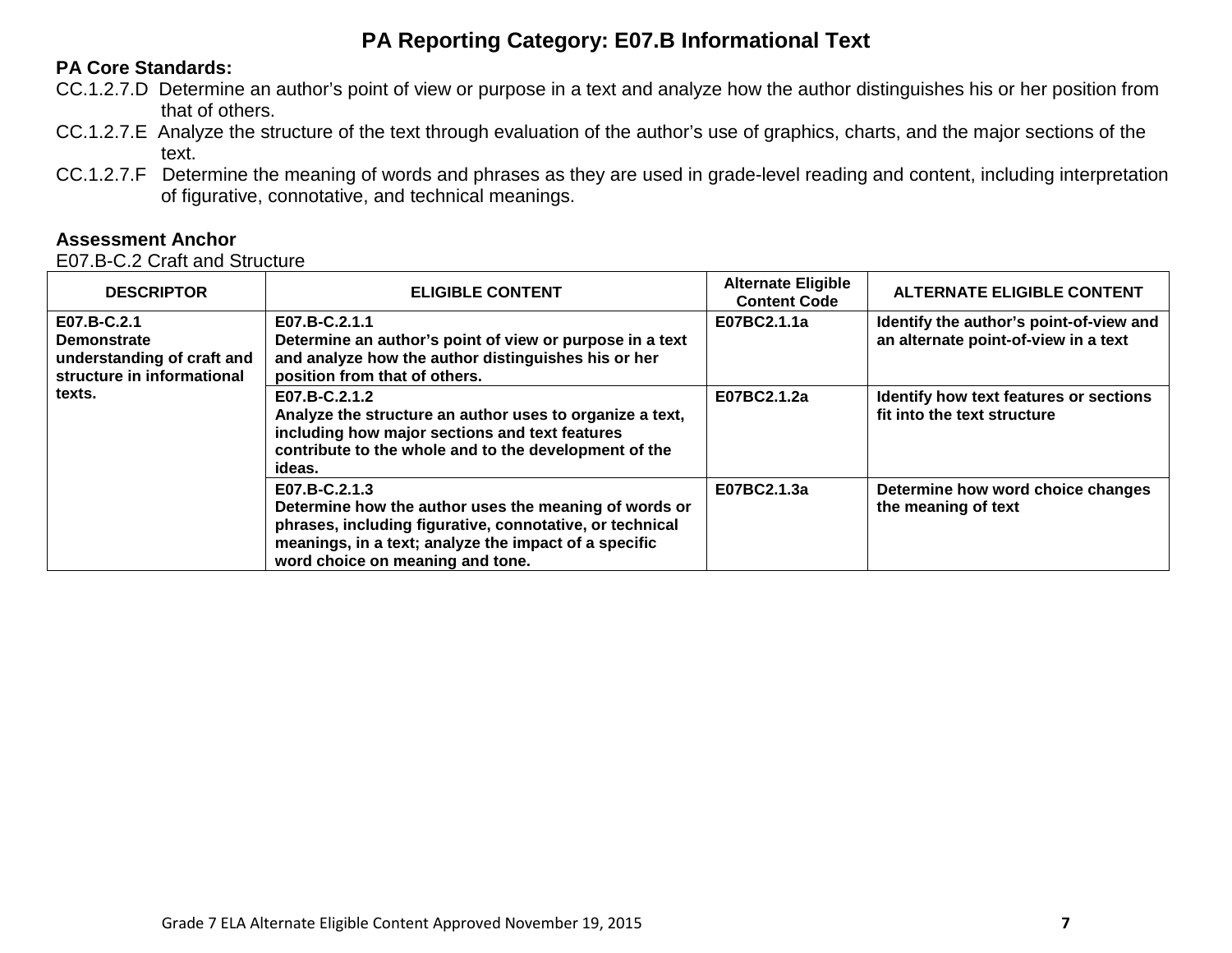# PA Reporting Category: E07.B Informational Text

**PA Core Standards:**

CC.1.2.7.D Determine an author's point of view or purpose in a text and analyze how the author distinguishes his or her position from that of others.

CC.1.2.7.E Analyze the structure of the text through evaluation of the author's use of graphics, charts, and the major sections of the text.

CC.1.2.7.F Determine the meaning of words and phrases as they are used in grade-level reading and content, including interpretation of figurative, connotative, and technical meanings.

**Assessment Anchor**

E07.B-C.2 Craft and Structure

| DESCRIPTOR | ELIGIBLE CONTENT | Alternate Eligible Content Code | ALTERNATE ELIGIBLE CONTENT |
|---|---|---|---|
| **E07.B-C.2.1 Demonstrate understanding of craft and structure in informational texts.** | **E07.B-C.2.1.1 Determine an author's point of view or purpose in a text and analyze how the author distinguishes his or her position from that of others.** | **E07BC2.1.1a** | **Identify the author's point-of-view and an alternate point-of-view in a text** |
| | **E07.B-C.2.1.2 Analyze the structure an author uses to organize a text, including how major sections and text features contribute to the whole and to the development of the ideas.** | **E07BC2.1.2a** | **Identify how text features or sections fit into the text structure** |
| | **E07.B-C.2.1.3 Determine how the author uses the meaning of words or phrases, including figurative, connotative, or technical meanings, in a text; analyze the impact of a specific word choice on meaning and tone.** | **E07BC2.1.3a** | **Determine how word choice changes the meaning of text** |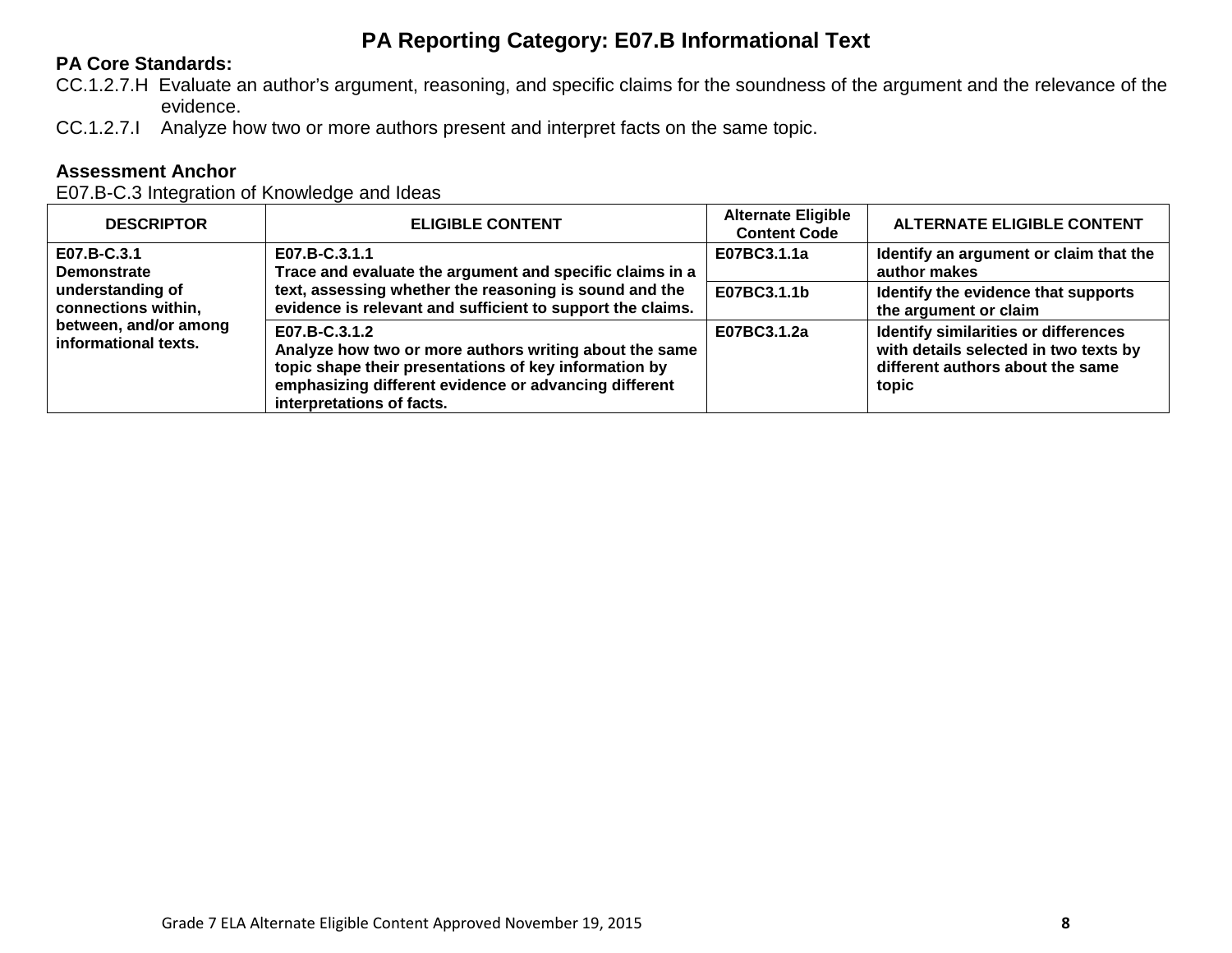# PA Reporting Category: E07.B Informational Text

**PA Core Standards:**

CC.1.2.7.H Evaluate an author's argument, reasoning, and specific claims for the soundness of the argument and the relevance of the evidence.

CC.1.2.7.I Analyze how two or more authors present and interpret facts on the same topic.

**Assessment Anchor**

E07.B-C.3 Integration of Knowledge and Ideas

| DESCRIPTOR | ELIGIBLE CONTENT | Alternate Eligible Content Code | ALTERNATE ELIGIBLE CONTENT |
|---|---|---|---|
| **E07.B-C.3.1 Demonstrate understanding of connections within, between, and/or among informational texts.** | **E07.B-C.3.1.1 Trace and evaluate the argument and specific claims in a text, assessing whether the reasoning is sound and the evidence is relevant and sufficient to support the claims.** | **E07BC3.1.1a** | **Identify an argument or claim that the author makes** |
| | | **E07BC3.1.1b** | **Identify the evidence that supports the argument or claim** |
| | **E07.B-C.3.1.2 Analyze how two or more authors writing about the same topic shape their presentations of key information by emphasizing different evidence or advancing different interpretations of facts.** | **E07BC3.1.2a** | **Identify similarities or differences with details selected in two texts by different authors about the same topic** |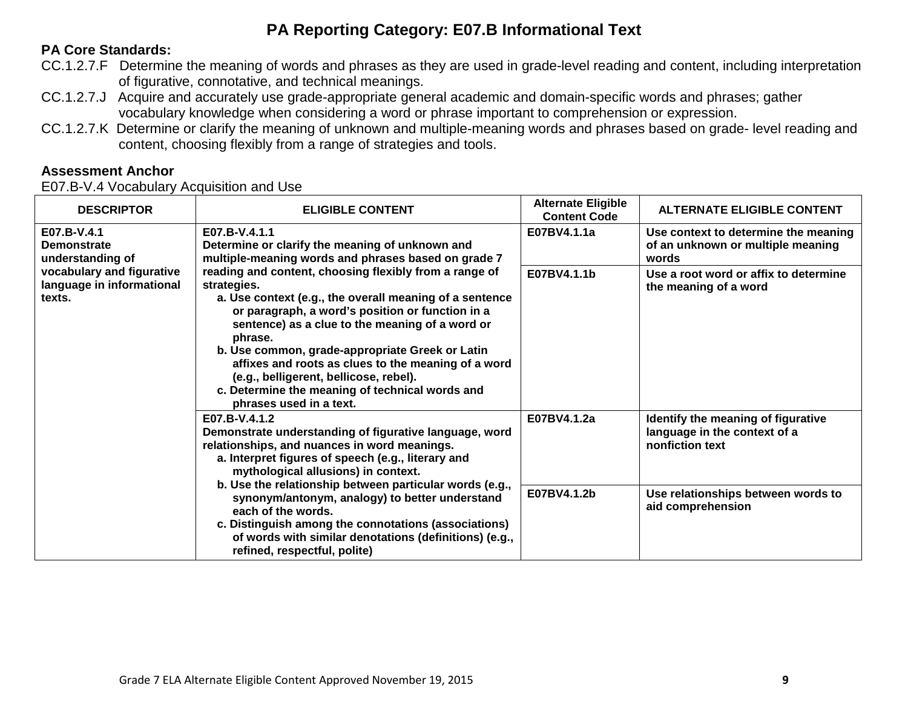# PA Reporting Category: E07.B Informational Text

**PA Core Standards:**

CC.1.2.7.F Determine the meaning of words and phrases as they are used in grade-level reading and content, including interpretation of figurative, connotative, and technical meanings.

CC.1.2.7.J Acquire and accurately use grade-appropriate general academic and domain-specific words and phrases; gather vocabulary knowledge when considering a word or phrase important to comprehension or expression.

CC.1.2.7.K Determine or clarify the meaning of unknown and multiple-meaning words and phrases based on grade- level reading and content, choosing flexibly from a range of strategies and tools.

**Assessment Anchor**

E07.B-V.4 Vocabulary Acquisition and Use

| DESCRIPTOR | ELIGIBLE CONTENT | Alternate Eligible Content Code | ALTERNATE ELIGIBLE CONTENT |
|---|---|---|---|
| **E07.B-V.4.1 Demonstrate understanding of vocabulary and figurative language in informational texts.** | **E07.B-V.4.1.1 Determine or clarify the meaning of unknown and multiple-meaning words and phrases based on grade 7 reading and content, choosing flexibly from a range of strategies.**<br>**a. Use context (e.g., the overall meaning of a sentence or paragraph, a word's position or function in a sentence) as a clue to the meaning of a word or phrase.**<br>**b. Use common, grade-appropriate Greek or Latin affixes and roots as clues to the meaning of a word (e.g., belligerent, bellicose, rebel).**<br>**c. Determine the meaning of technical words and phrases used in a text.** | **E07BV4.1.1a** | **Use context to determine the meaning of an unknown or multiple meaning words** |
| | | **E07BV4.1.1b** | **Use a root word or affix to determine the meaning of a word** |
| | **E07.B-V.4.1.2 Demonstrate understanding of figurative language, word relationships, and nuances in word meanings.**<br>**a. Interpret figures of speech (e.g., literary and mythological allusions) in context.**<br>**b. Use the relationship between particular words (e.g., synonym/antonym, analogy) to better understand each of the words.**<br>**c. Distinguish among the connotations (associations) of words with similar denotations (definitions) (e.g., refined, respectful, polite)** | **E07BV4.1.2a** | **Identify the meaning of figurative language in the context of a nonfiction text** |
| | | **E07BV4.1.2b** | **Use relationships between words to aid comprehension** |